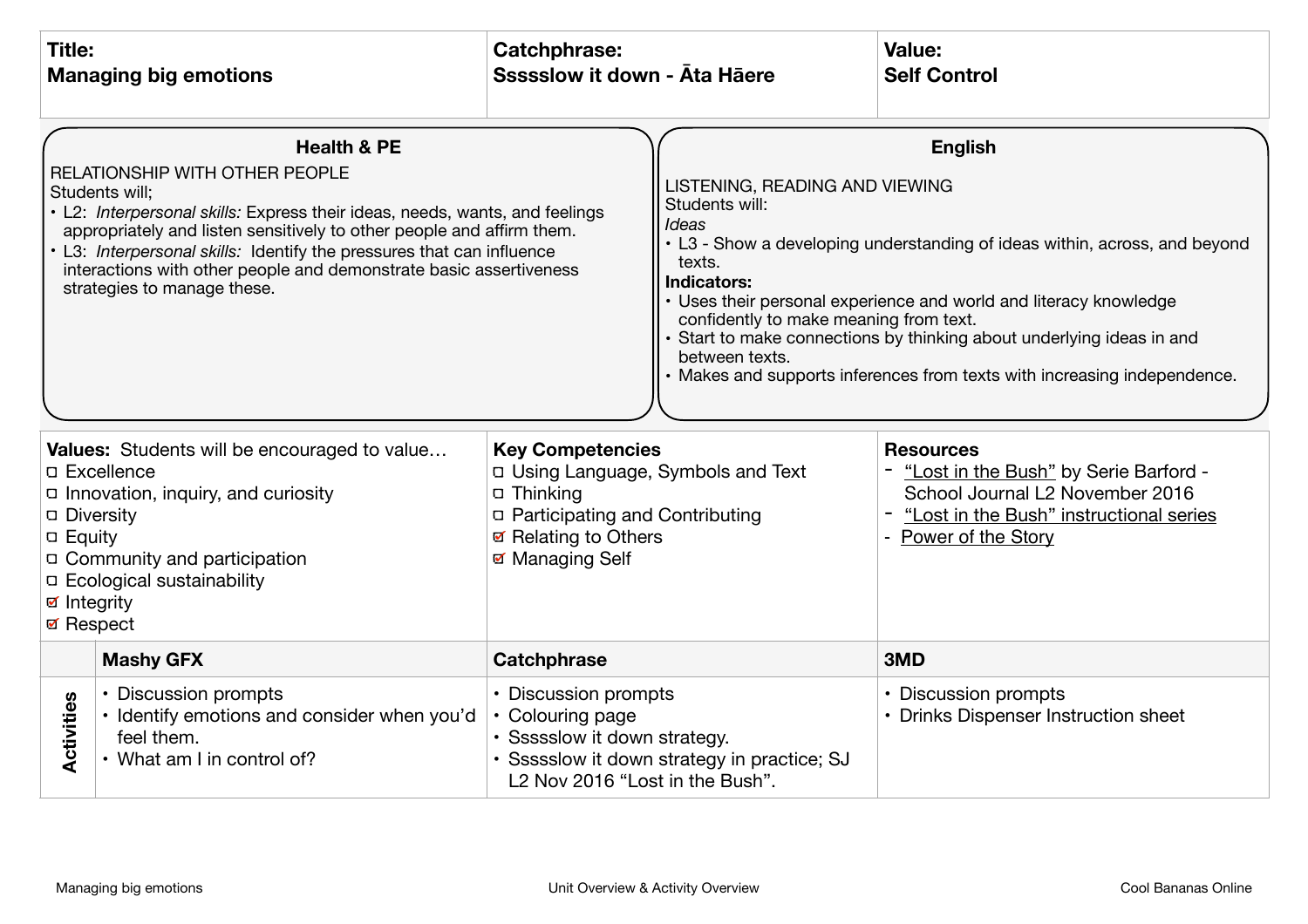| Title: **Managing big emotions** | Catchphrase: **Ssssslow it down - Āta Hāere** | Value: **Self Control** |
|---|---|---|

### Health & PE

RELATIONSHIP WITH OTHER PEOPLE

Students will;

- L2: *Interpersonal skills:* Express their ideas, needs, wants, and feelings appropriately and listen sensitively to other people and affirm them.
- L3: *Interpersonal skills:* Identify the pressures that can influence interactions with other people and demonstrate basic assertiveness strategies to manage these.

### English

LISTENING, READING AND VIEWING

Students will:

*Ideas*

- L3 - Show a developing understanding of ideas within, across, and beyond texts.

**Indicators:**

- Uses their personal experience and world and literacy knowledge confidently to make meaning from text.
- Start to make connections by thinking about underlying ideas in and between texts.
- Makes and supports inferences from texts with increasing independence.

| **Values:** Students will be encouraged to value… | **Key Competencies** | **Resources** |
|---|---|---|
| ☐ Excellence<br>☐ Innovation, inquiry, and curiosity<br>☐ Diversity<br>☐ Equity<br>☐ Community and participation<br>☐ Ecological sustainability<br>☑ Integrity<br>☑ Respect | ☐ Using Language, Symbols and Text<br>☐ Thinking<br>☐ Participating and Contributing<br>☑ Relating to Others<br>☑ Managing Self | - "Lost in the Bush" by Serie Barford - School Journal L2 November 2016<br>- "Lost in the Bush" instructional series<br>- Power of the Story |

| | **Mashy GFX** | **Catchphrase** | **3MD** |
|---|---|---|---|
| **Activities** | • Discussion prompts<br>• Identify emotions and consider when you'd feel them.<br>• What am I in control of? | • Discussion prompts<br>• Colouring page<br>• Ssssslow it down strategy.<br>• Ssssslow it down strategy in practice; SJ L2 Nov 2016 "Lost in the Bush". | • Discussion prompts<br>• Drinks Dispenser Instruction sheet |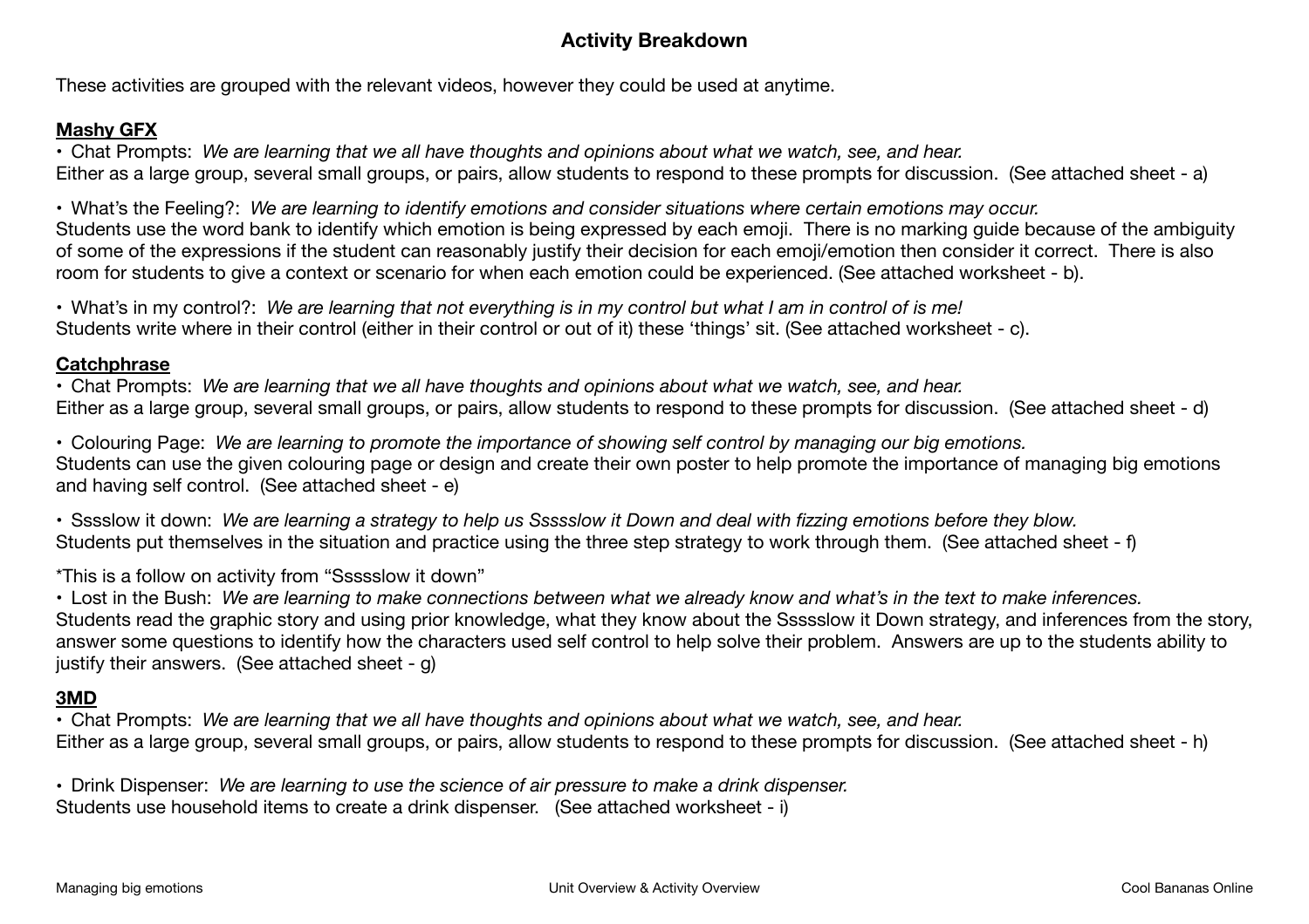## Activity Breakdown

These activities are grouped with the relevant videos, however they could be used at anytime.

### Mashy GFX

• Chat Prompts: *We are learning that we all have thoughts and opinions about what we watch, see, and hear.*
Either as a large group, several small groups, or pairs, allow students to respond to these prompts for discussion. (See attached sheet - a)

• What's the Feeling?: *We are learning to identify emotions and consider situations where certain emotions may occur.*
Students use the word bank to identify which emotion is being expressed by each emoji. There is no marking guide because of the ambiguity of some of the expressions if the student can reasonably justify their decision for each emoji/emotion then consider it correct. There is also room for students to give a context or scenario for when each emotion could be experienced. (See attached worksheet - b).

• What's in my control?: *We are learning that not everything is in my control but what I am in control of is me!*
Students write where in their control (either in their control or out of it) these 'things' sit. (See attached worksheet - c).

### Catchphrase

• Chat Prompts: *We are learning that we all have thoughts and opinions about what we watch, see, and hear.*
Either as a large group, several small groups, or pairs, allow students to respond to these prompts for discussion. (See attached sheet - d)

• Colouring Page: *We are learning to promote the importance of showing self control by managing our big emotions.*
Students can use the given colouring page or design and create their own poster to help promote the importance of managing big emotions and having self control. (See attached sheet - e)

• Sssslow it down: *We are learning a strategy to help us Ssssslow it Down and deal with fizzing emotions before they blow.*
Students put themselves in the situation and practice using the three step strategy to work through them. (See attached sheet - f)

*This is a follow on activity from "Ssssslow it down"

• Lost in the Bush: *We are learning to make connections between what we already know and what's in the text to make inferences.*
Students read the graphic story and using prior knowledge, what they know about the Ssssslow it Down strategy, and inferences from the story, answer some questions to identify how the characters used self control to help solve their problem. Answers are up to the students ability to justify their answers. (See attached sheet - g)

### 3MD

• Chat Prompts: *We are learning that we all have thoughts and opinions about what we watch, see, and hear.*
Either as a large group, several small groups, or pairs, allow students to respond to these prompts for discussion. (See attached sheet - h)

• Drink Dispenser: *We are learning to use the science of air pressure to make a drink dispenser.*
Students use household items to create a drink dispenser. (See attached worksheet - i)